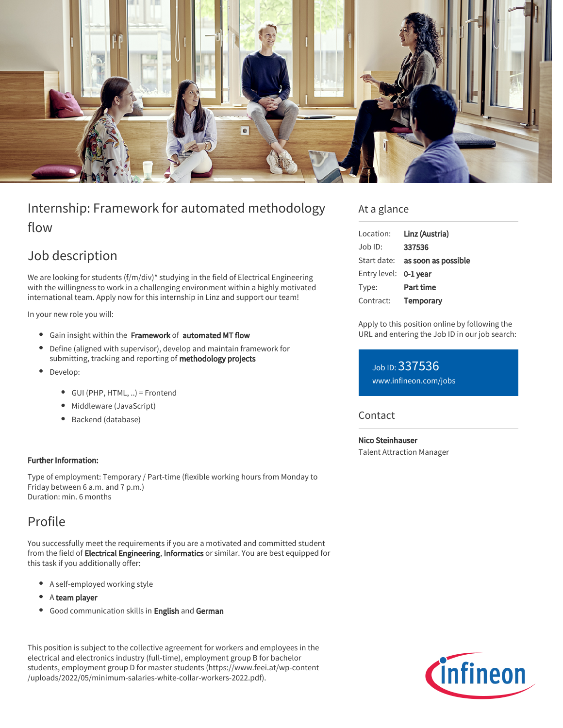# Internship: Framework for automated methodology flow

## Job description

We are looking for students (f/m/div)* studying in the field of Electrical Engineering with the willingness to work in a challenging environment within a highly motivated international team. Apply now for this internship in Linz and support our team!

In your new role you will:

- Gain insight within the **Framework** of **automated MT flow**
- Define (aligned with supervisor), develop and maintain framework for submitting, tracking and reporting of **methodology projects**
- Develop:
  - GUI (PHP, HTML, ..) = Frontend
  - Middleware (JavaScript)
  - Backend (database)

**Further Information:**

Type of employment: Temporary / Part-time (flexible working hours from Monday to Friday between 6 a.m. and 7 p.m.)
Duration: min. 6 months

## Profile

You successfully meet the requirements if you are a motivated and committed student from the field of **Electrical Engineering**, **Informatics** or similar. You are best equipped for this task if you additionally offer:

- A self-employed working style
- A **team player**
- Good communication skills in **English** and **German**

This position is subject to the collective agreement for workers and employees in the electrical and electronics industry (full-time), employment group B for bachelor students, employment group D for master students (https://www.feei.at/wp-content/uploads/2022/05/minimum-salaries-white-collar-workers-2022.pdf).

## At a glance

| | |
|---|---|
| Location: | **Linz (Austria)** |
| Job ID: | **337536** |
| Start date: | **as soon as possible** |
| Entry level: | **0-1 year** |
| Type: | **Part time** |
| Contract: | **Temporary** |

Apply to this position online by following the URL and entering the Job ID in our job search:

Job ID: 337536
www.infineon.com/jobs

## Contact

**Nico Steinhauser**
Talent Attraction Manager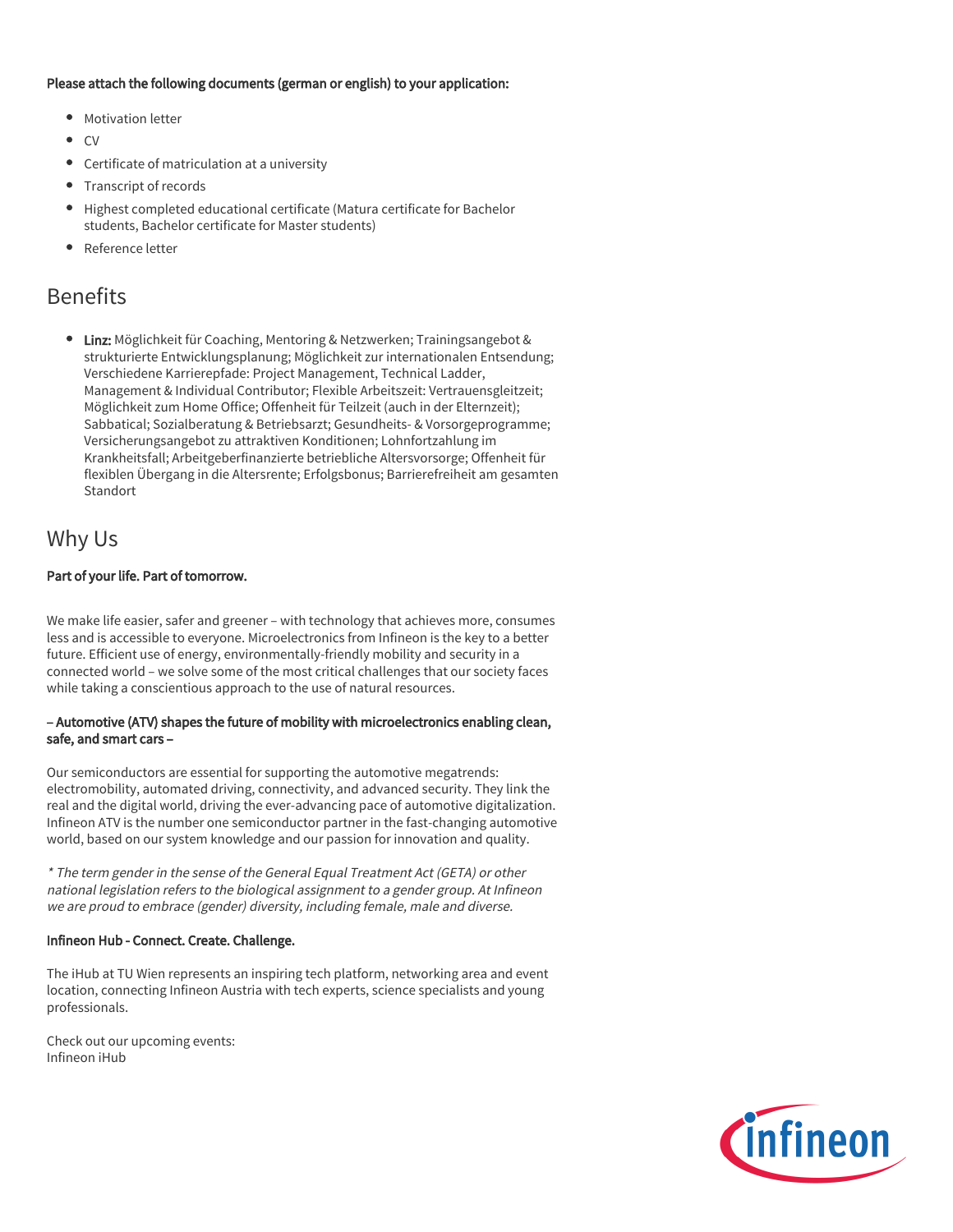**Please attach the following documents (german or english) to your application:**

- Motivation letter
- CV
- Certificate of matriculation at a university
- Transcript of records
- Highest completed educational certificate (Matura certificate for Bachelor students, Bachelor certificate for Master students)
- Reference letter

## Benefits

- **Linz:** Möglichkeit für Coaching, Mentoring & Netzwerken; Trainingsangebot & strukturierte Entwicklungsplanung; Möglichkeit zur internationalen Entsendung; Verschiedene Karrierepfade: Project Management, Technical Ladder, Management & Individual Contributor; Flexible Arbeitszeit: Vertrauensgleitzeit; Möglichkeit zum Home Office; Offenheit für Teilzeit (auch in der Elternzeit); Sabbatical; Sozialberatung & Betriebsarzt; Gesundheits- & Vorsorgeprogramme; Versicherungsangebot zu attraktiven Konditionen; Lohnfortzahlung im Krankheitsfall; Arbeitgeberfinanzierte betriebliche Altersvorsorge; Offenheit für flexiblen Übergang in die Altersrente; Erfolgsbonus; Barrierefreiheit am gesamten Standort

## Why Us

**Part of your life. Part of tomorrow.**

We make life easier, safer and greener – with technology that achieves more, consumes less and is accessible to everyone. Microelectronics from Infineon is the key to a better future. Efficient use of energy, environmentally-friendly mobility and security in a connected world – we solve some of the most critical challenges that our society faces while taking a conscientious approach to the use of natural resources.

**– Automotive (ATV) shapes the future of mobility with microelectronics enabling clean, safe, and smart cars –**

Our semiconductors are essential for supporting the automotive megatrends: electromobility, automated driving, connectivity, and advanced security. They link the real and the digital world, driving the ever-advancing pace of automotive digitalization. Infineon ATV is the number one semiconductor partner in the fast-changing automotive world, based on our system knowledge and our passion for innovation and quality.

*\* The term gender in the sense of the General Equal Treatment Act (GETA) or other national legislation refers to the biological assignment to a gender group. At Infineon we are proud to embrace (gender) diversity, including female, male and diverse.*

**Infineon Hub - Connect. Create. Challenge.**

The iHub at TU Wien represents an inspiring tech platform, networking area and event location, connecting Infineon Austria with tech experts, science specialists and young professionals.

Check out our upcoming events:
Infineon iHub

infineon